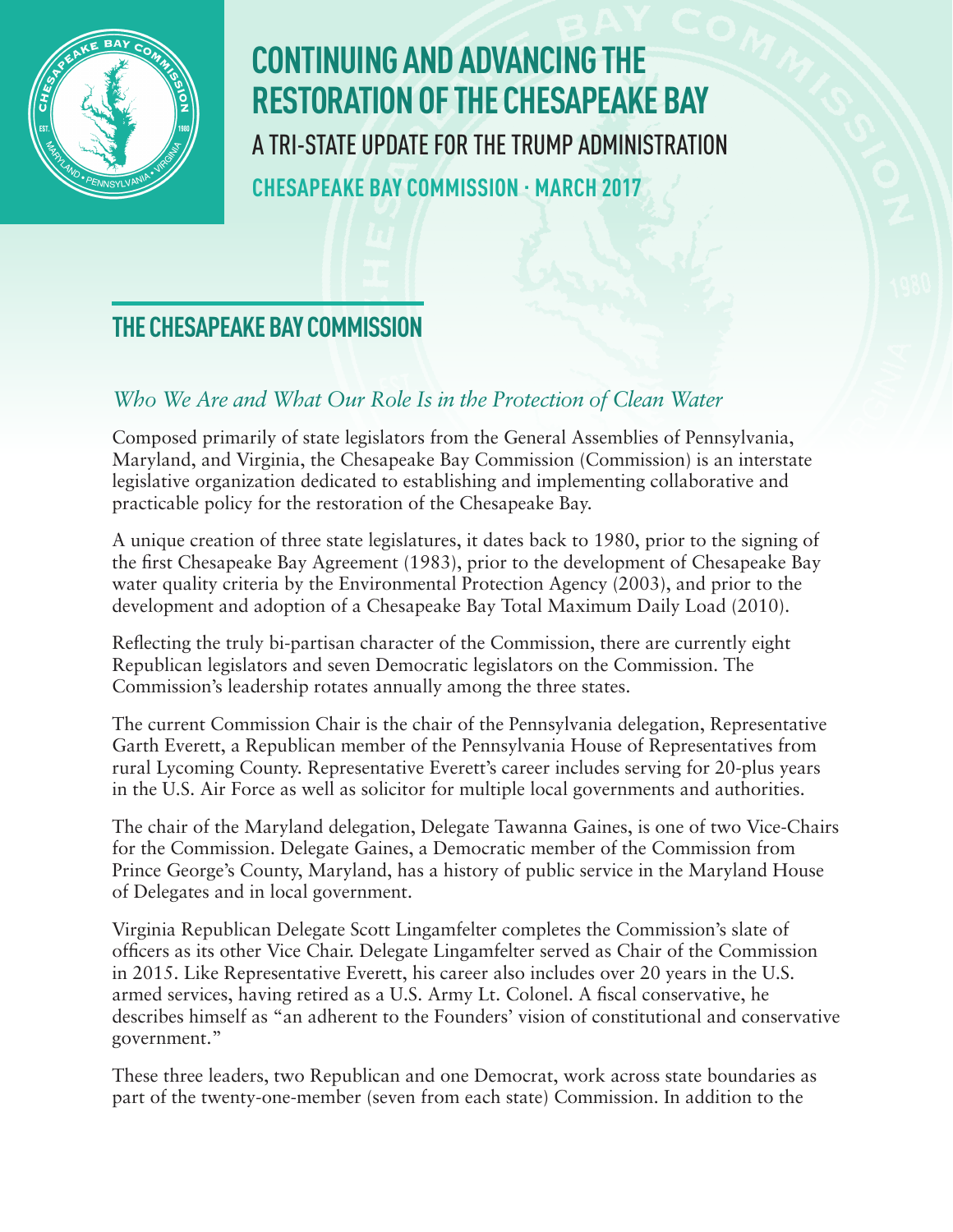# CONTINUING AND ADVANCING THE RESTORATION OF THE CHESAPEAKE BAY

## A TRI-STATE UPDATE FOR THE TRUMP ADMINISTRATION

**CHESAPEAKE BAY COMMISSION · MARCH 2017**

## THE CHESAPEAKE BAY COMMISSION

### *Who We Are and What Our Role Is in the Protection of Clean Water*

Composed primarily of state legislators from the General Assemblies of Pennsylvania, Maryland, and Virginia, the Chesapeake Bay Commission (Commission) is an interstate legislative organization dedicated to establishing and implementing collaborative and practicable policy for the restoration of the Chesapeake Bay.

A unique creation of three state legislatures, it dates back to 1980, prior to the signing of the first Chesapeake Bay Agreement (1983), prior to the development of Chesapeake Bay water quality criteria by the Environmental Protection Agency (2003), and prior to the development and adoption of a Chesapeake Bay Total Maximum Daily Load (2010).

Reflecting the truly bi-partisan character of the Commission, there are currently eight Republican legislators and seven Democratic legislators on the Commission. The Commission's leadership rotates annually among the three states.

The current Commission Chair is the chair of the Pennsylvania delegation, Representative Garth Everett, a Republican member of the Pennsylvania House of Representatives from rural Lycoming County. Representative Everett's career includes serving for 20-plus years in the U.S. Air Force as well as solicitor for multiple local governments and authorities.

The chair of the Maryland delegation, Delegate Tawanna Gaines, is one of two Vice-Chairs for the Commission. Delegate Gaines, a Democratic member of the Commission from Prince George's County, Maryland, has a history of public service in the Maryland House of Delegates and in local government.

Virginia Republican Delegate Scott Lingamfelter completes the Commission's slate of officers as its other Vice Chair. Delegate Lingamfelter served as Chair of the Commission in 2015. Like Representative Everett, his career also includes over 20 years in the U.S. armed services, having retired as a U.S. Army Lt. Colonel. A fiscal conservative, he describes himself as "an adherent to the Founders' vision of constitutional and conservative government."

These three leaders, two Republican and one Democrat, work across state boundaries as part of the twenty-one-member (seven from each state) Commission. In addition to the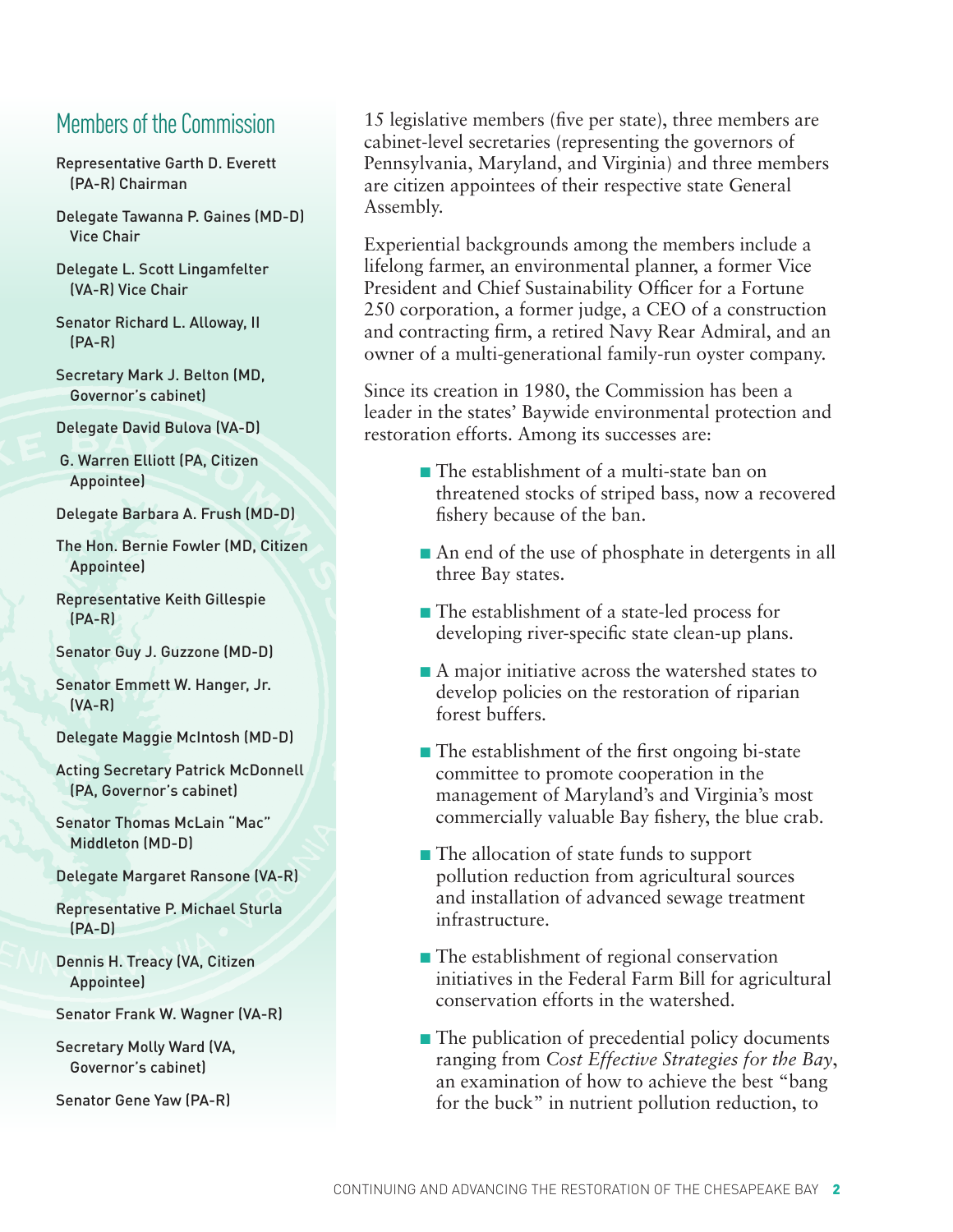## Members of the Commission

Representative Garth D. Everett (PA-R) Chairman

Delegate Tawanna P. Gaines (MD-D) Vice Chair

Delegate L. Scott Lingamfelter (VA-R) Vice Chair

Senator Richard L. Alloway, II (PA-R)

Secretary Mark J. Belton (MD, Governor's cabinet)

Delegate David Bulova (VA-D)

G. Warren Elliott (PA, Citizen Appointee)

Delegate Barbara A. Frush (MD-D)

The Hon. Bernie Fowler (MD, Citizen Appointee)

Representative Keith Gillespie (PA-R)

Senator Guy J. Guzzone (MD-D)

Senator Emmett W. Hanger, Jr. (VA-R)

Delegate Maggie McIntosh (MD-D)

Acting Secretary Patrick McDonnell (PA, Governor's cabinet)

Senator Thomas McLain "Mac" Middleton (MD-D)

Delegate Margaret Ransone (VA-R)

Representative P. Michael Sturla (PA-D)

Dennis H. Treacy (VA, Citizen Appointee)

Senator Frank W. Wagner (VA-R)

Secretary Molly Ward (VA, Governor's cabinet)

Senator Gene Yaw (PA-R)

15 legislative members (five per state), three members are cabinet-level secretaries (representing the governors of Pennsylvania, Maryland, and Virginia) and three members are citizen appointees of their respective state General Assembly.

Experiential backgrounds among the members include a lifelong farmer, an environmental planner, a former Vice President and Chief Sustainability Officer for a Fortune 250 corporation, a former judge, a CEO of a construction and contracting firm, a retired Navy Rear Admiral, and an owner of a multi-generational family-run oyster company.

Since its creation in 1980, the Commission has been a leader in the states' Baywide environmental protection and restoration efforts. Among its successes are:

- The establishment of a multi-state ban on threatened stocks of striped bass, now a recovered fishery because of the ban.
- An end of the use of phosphate in detergents in all three Bay states.
- The establishment of a state-led process for developing river-specific state clean-up plans.
- A major initiative across the watershed states to develop policies on the restoration of riparian forest buffers.
- The establishment of the first ongoing bi-state committee to promote cooperation in the management of Maryland's and Virginia's most commercially valuable Bay fishery, the blue crab.
- The allocation of state funds to support pollution reduction from agricultural sources and installation of advanced sewage treatment infrastructure.
- The establishment of regional conservation initiatives in the Federal Farm Bill for agricultural conservation efforts in the watershed.
- The publication of precedential policy documents ranging from *Cost Effective Strategies for the Bay*, an examination of how to achieve the best "bang for the buck" in nutrient pollution reduction, to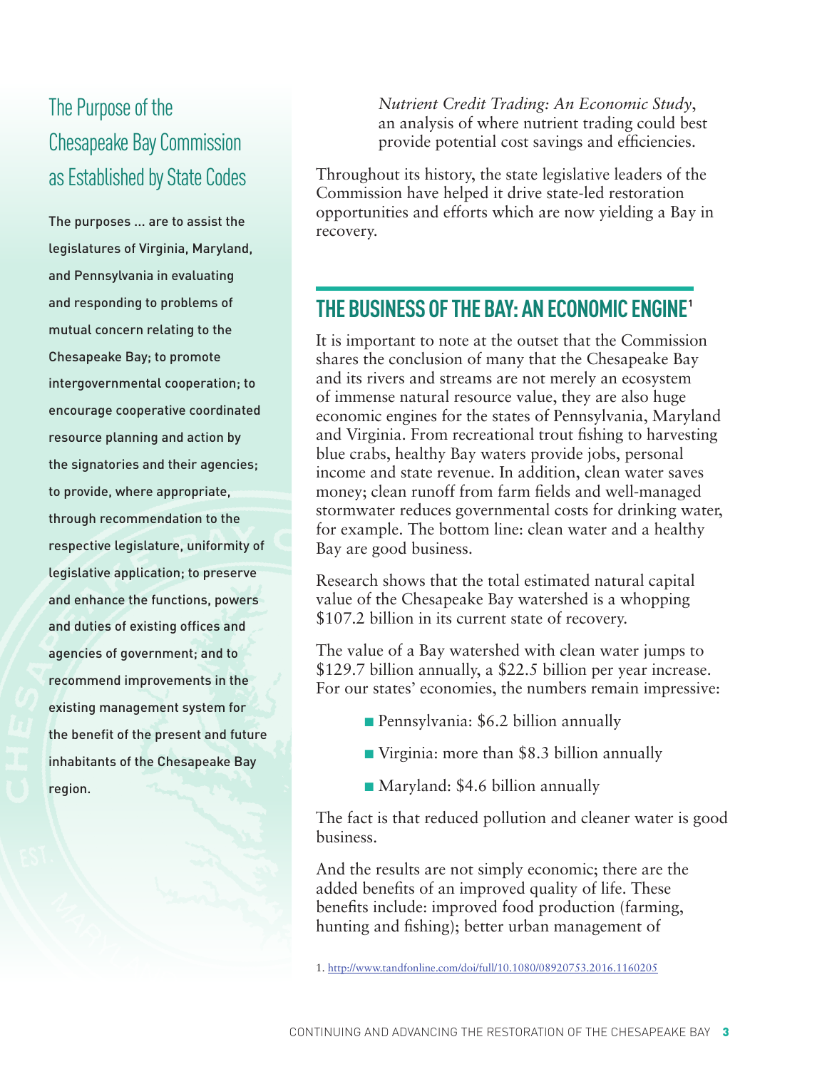## The Purpose of the Chesapeake Bay Commission as Established by State Codes

The purposes ... are to assist the legislatures of Virginia, Maryland, and Pennsylvania in evaluating and responding to problems of mutual concern relating to the Chesapeake Bay; to promote intergovernmental cooperation; to encourage cooperative coordinated resource planning and action by the signatories and their agencies; to provide, where appropriate, through recommendation to the respective legislature, uniformity of legislative application; to preserve and enhance the functions, powers and duties of existing offices and agencies of government; and to recommend improvements in the existing management system for the benefit of the present and future inhabitants of the Chesapeake Bay region.

*Nutrient Credit Trading: An Economic Study*, an analysis of where nutrient trading could best provide potential cost savings and efficiencies.

Throughout its history, the state legislative leaders of the Commission have helped it drive state-led restoration opportunities and efforts which are now yielding a Bay in recovery.

## THE BUSINESS OF THE BAY: AN ECONOMIC ENGINE[1]

It is important to note at the outset that the Commission shares the conclusion of many that the Chesapeake Bay and its rivers and streams are not merely an ecosystem of immense natural resource value, they are also huge economic engines for the states of Pennsylvania, Maryland and Virginia. From recreational trout fishing to harvesting blue crabs, healthy Bay waters provide jobs, personal income and state revenue. In addition, clean water saves money; clean runoff from farm fields and well-managed stormwater reduces governmental costs for drinking water, for example. The bottom line: clean water and a healthy Bay are good business.

Research shows that the total estimated natural capital value of the Chesapeake Bay watershed is a whopping $107.2 billion in its current state of recovery.

The value of a Bay watershed with clean water jumps to $129.7 billion annually, a $22.5 billion per year increase. For our states' economies, the numbers remain impressive:

- Pennsylvania: $6.2 billion annually
- Virginia: more than $8.3 billion annually
- Maryland: $4.6 billion annually

The fact is that reduced pollution and cleaner water is good business.

And the results are not simply economic; there are the added benefits of an improved quality of life. These benefits include: improved food production (farming, hunting and fishing); better urban management of

1. http://www.tandfonline.com/doi/full/10.1080/08920753.2016.1160205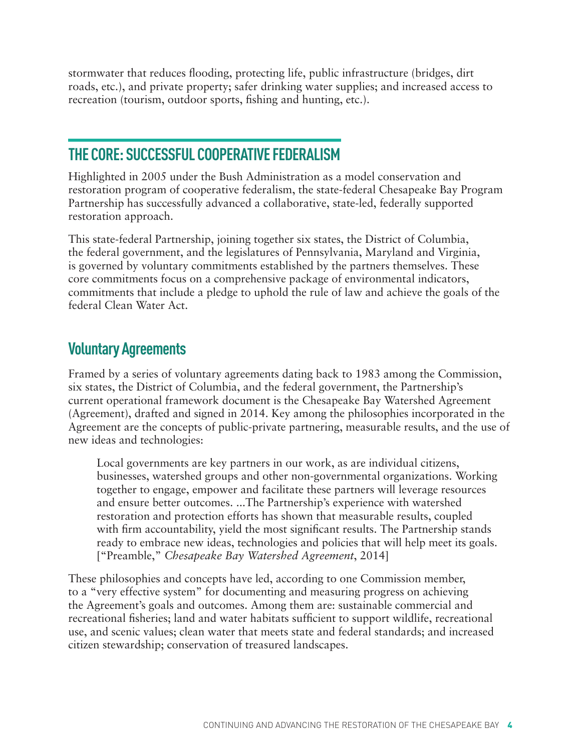stormwater that reduces flooding, protecting life, public infrastructure (bridges, dirt roads, etc.), and private property; safer drinking water supplies; and increased access to recreation (tourism, outdoor sports, fishing and hunting, etc.).

## THE CORE: SUCCESSFUL COOPERATIVE FEDERALISM

Highlighted in 2005 under the Bush Administration as a model conservation and restoration program of cooperative federalism, the state-federal Chesapeake Bay Program Partnership has successfully advanced a collaborative, state-led, federally supported restoration approach.

This state-federal Partnership, joining together six states, the District of Columbia, the federal government, and the legislatures of Pennsylvania, Maryland and Virginia, is governed by voluntary commitments established by the partners themselves. These core commitments focus on a comprehensive package of environmental indicators, commitments that include a pledge to uphold the rule of law and achieve the goals of the federal Clean Water Act.

### Voluntary Agreements

Framed by a series of voluntary agreements dating back to 1983 among the Commission, six states, the District of Columbia, and the federal government, the Partnership's current operational framework document is the Chesapeake Bay Watershed Agreement (Agreement), drafted and signed in 2014. Key among the philosophies incorporated in the Agreement are the concepts of public-private partnering, measurable results, and the use of new ideas and technologies:

> Local governments are key partners in our work, as are individual citizens, businesses, watershed groups and other non-governmental organizations. Working together to engage, empower and facilitate these partners will leverage resources and ensure better outcomes. ...The Partnership's experience with watershed restoration and protection efforts has shown that measurable results, coupled with firm accountability, yield the most significant results. The Partnership stands ready to embrace new ideas, technologies and policies that will help meet its goals. ["Preamble," *Chesapeake Bay Watershed Agreement*, 2014]

These philosophies and concepts have led, according to one Commission member, to a "very effective system" for documenting and measuring progress on achieving the Agreement's goals and outcomes. Among them are: sustainable commercial and recreational fisheries; land and water habitats sufficient to support wildlife, recreational use, and scenic values; clean water that meets state and federal standards; and increased citizen stewardship; conservation of treasured landscapes.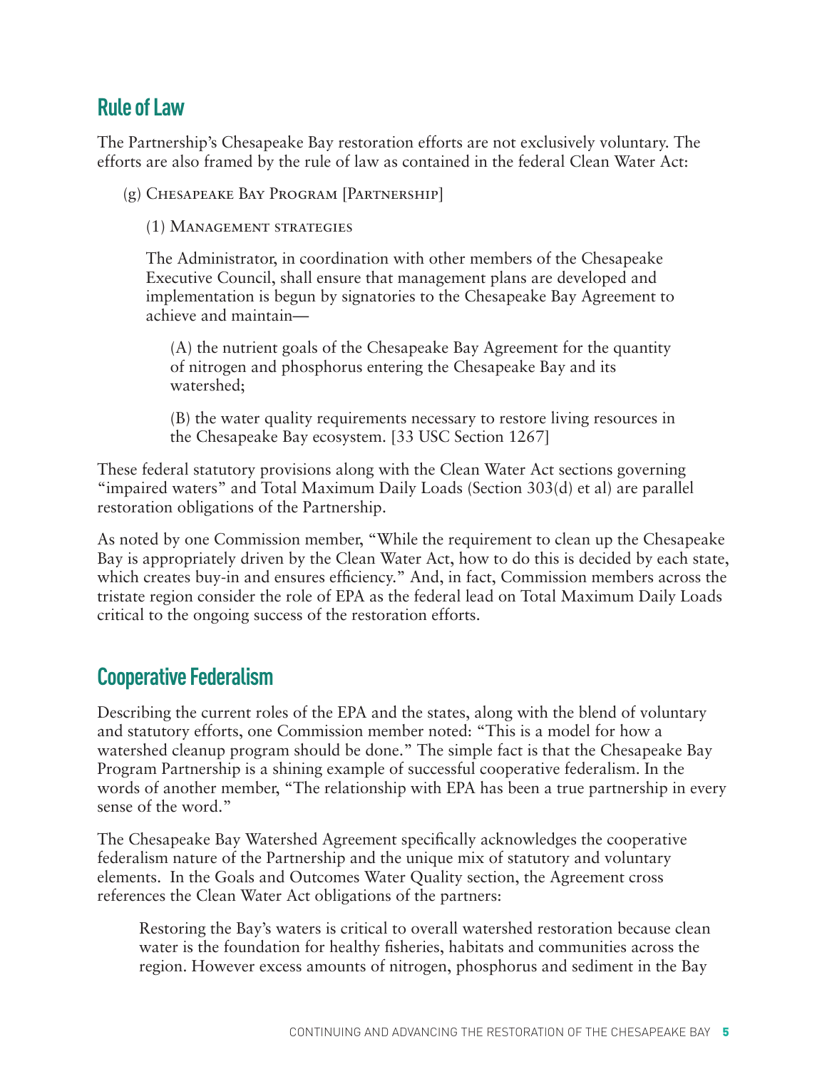## Rule of Law

The Partnership's Chesapeake Bay restoration efforts are not exclusively voluntary. The efforts are also framed by the rule of law as contained in the federal Clean Water Act:

> (g) Chesapeake Bay Program [Partnership]
>
> (1) Management strategies
>
> The Administrator, in coordination with other members of the Chesapeake Executive Council, shall ensure that management plans are developed and implementation is begun by signatories to the Chesapeake Bay Agreement to achieve and maintain—
>
> (A) the nutrient goals of the Chesapeake Bay Agreement for the quantity of nitrogen and phosphorus entering the Chesapeake Bay and its watershed;
>
> (B) the water quality requirements necessary to restore living resources in the Chesapeake Bay ecosystem. [33 USC Section 1267]

These federal statutory provisions along with the Clean Water Act sections governing "impaired waters" and Total Maximum Daily Loads (Section 303(d) et al) are parallel restoration obligations of the Partnership.

As noted by one Commission member, "While the requirement to clean up the Chesapeake Bay is appropriately driven by the Clean Water Act, how to do this is decided by each state, which creates buy-in and ensures efficiency." And, in fact, Commission members across the tristate region consider the role of EPA as the federal lead on Total Maximum Daily Loads critical to the ongoing success of the restoration efforts.

## Cooperative Federalism

Describing the current roles of the EPA and the states, along with the blend of voluntary and statutory efforts, one Commission member noted: "This is a model for how a watershed cleanup program should be done." The simple fact is that the Chesapeake Bay Program Partnership is a shining example of successful cooperative federalism. In the words of another member, "The relationship with EPA has been a true partnership in every sense of the word."

The Chesapeake Bay Watershed Agreement specifically acknowledges the cooperative federalism nature of the Partnership and the unique mix of statutory and voluntary elements. In the Goals and Outcomes Water Quality section, the Agreement cross references the Clean Water Act obligations of the partners:

> Restoring the Bay's waters is critical to overall watershed restoration because clean water is the foundation for healthy fisheries, habitats and communities across the region. However excess amounts of nitrogen, phosphorus and sediment in the Bay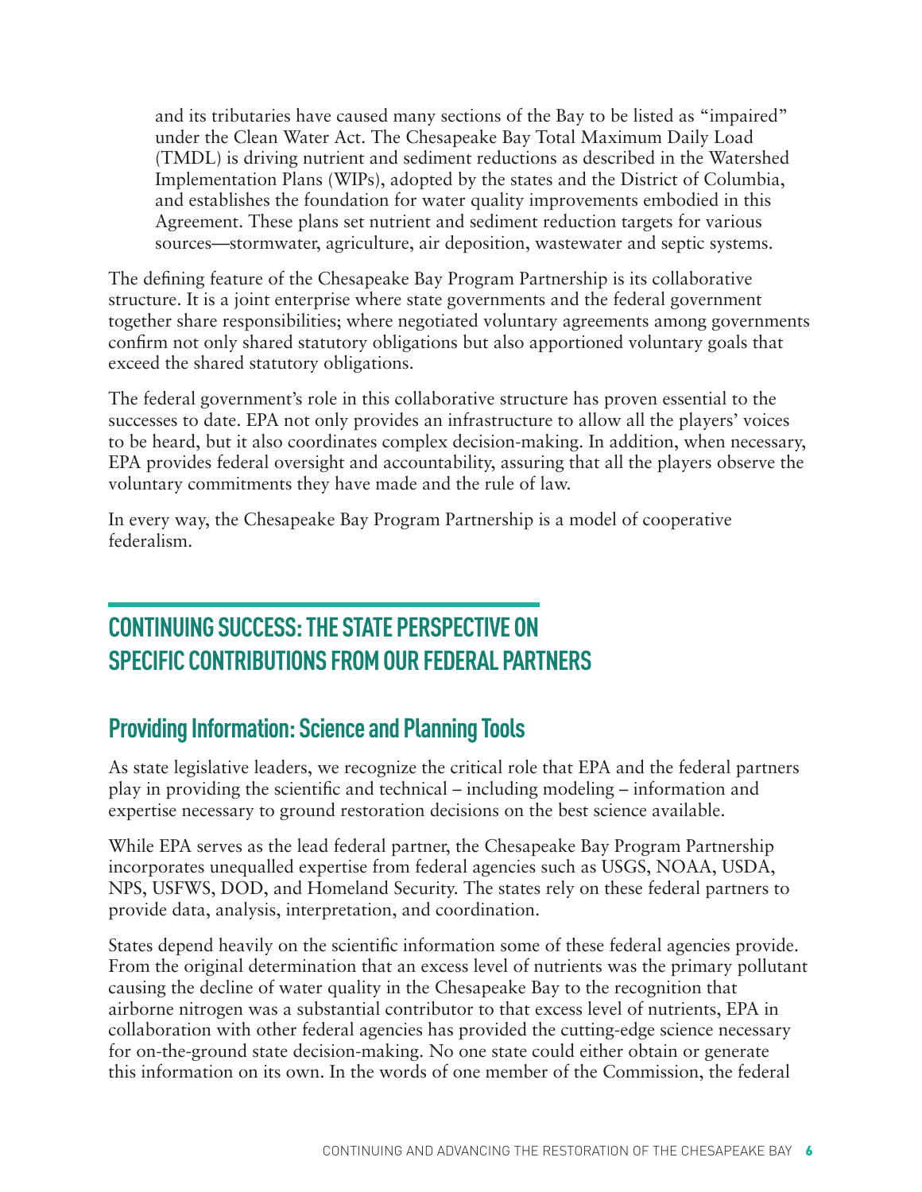and its tributaries have caused many sections of the Bay to be listed as "impaired" under the Clean Water Act. The Chesapeake Bay Total Maximum Daily Load (TMDL) is driving nutrient and sediment reductions as described in the Watershed Implementation Plans (WIPs), adopted by the states and the District of Columbia, and establishes the foundation for water quality improvements embodied in this Agreement. These plans set nutrient and sediment reduction targets for various sources—stormwater, agriculture, air deposition, wastewater and septic systems.

The defining feature of the Chesapeake Bay Program Partnership is its collaborative structure. It is a joint enterprise where state governments and the federal government together share responsibilities; where negotiated voluntary agreements among governments confirm not only shared statutory obligations but also apportioned voluntary goals that exceed the shared statutory obligations.

The federal government's role in this collaborative structure has proven essential to the successes to date. EPA not only provides an infrastructure to allow all the players' voices to be heard, but it also coordinates complex decision-making. In addition, when necessary, EPA provides federal oversight and accountability, assuring that all the players observe the voluntary commitments they have made and the rule of law.

In every way, the Chesapeake Bay Program Partnership is a model of cooperative federalism.

## CONTINUING SUCCESS: THE STATE PERSPECTIVE ON SPECIFIC CONTRIBUTIONS FROM OUR FEDERAL PARTNERS

### Providing Information: Science and Planning Tools

As state legislative leaders, we recognize the critical role that EPA and the federal partners play in providing the scientific and technical – including modeling – information and expertise necessary to ground restoration decisions on the best science available.

While EPA serves as the lead federal partner, the Chesapeake Bay Program Partnership incorporates unequalled expertise from federal agencies such as USGS, NOAA, USDA, NPS, USFWS, DOD, and Homeland Security. The states rely on these federal partners to provide data, analysis, interpretation, and coordination.

States depend heavily on the scientific information some of these federal agencies provide. From the original determination that an excess level of nutrients was the primary pollutant causing the decline of water quality in the Chesapeake Bay to the recognition that airborne nitrogen was a substantial contributor to that excess level of nutrients, EPA in collaboration with other federal agencies has provided the cutting-edge science necessary for on-the-ground state decision-making. No one state could either obtain or generate this information on its own. In the words of one member of the Commission, the federal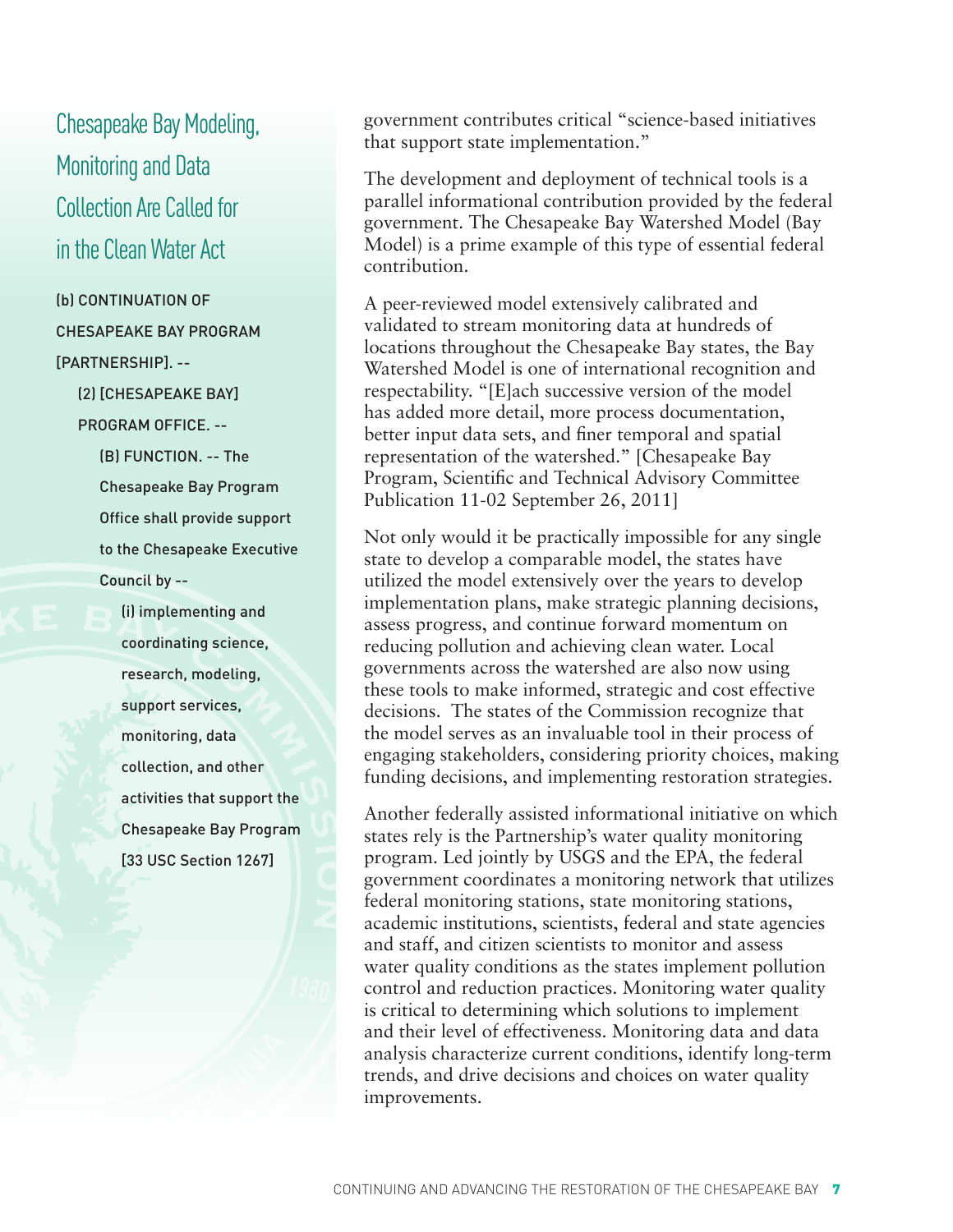## Chesapeake Bay Modeling, Monitoring and Data Collection Are Called for in the Clean Water Act

(b) CONTINUATION OF CHESAPEAKE BAY PROGRAM [PARTNERSHIP]. --

(2) [CHESAPEAKE BAY] PROGRAM OFFICE. --

(B) FUNCTION. -- The Chesapeake Bay Program Office shall provide support to the Chesapeake Executive Council by --

(i) implementing and coordinating science, research, modeling, support services, monitoring, data collection, and other activities that support the Chesapeake Bay Program [33 USC Section 1267]

government contributes critical "science-based initiatives that support state implementation."

The development and deployment of technical tools is a parallel informational contribution provided by the federal government. The Chesapeake Bay Watershed Model (Bay Model) is a prime example of this type of essential federal contribution.

A peer-reviewed model extensively calibrated and validated to stream monitoring data at hundreds of locations throughout the Chesapeake Bay states, the Bay Watershed Model is one of international recognition and respectability. "[E]ach successive version of the model has added more detail, more process documentation, better input data sets, and finer temporal and spatial representation of the watershed." [Chesapeake Bay Program, Scientific and Technical Advisory Committee Publication 11-02 September 26, 2011]

Not only would it be practically impossible for any single state to develop a comparable model, the states have utilized the model extensively over the years to develop implementation plans, make strategic planning decisions, assess progress, and continue forward momentum on reducing pollution and achieving clean water. Local governments across the watershed are also now using these tools to make informed, strategic and cost effective decisions. The states of the Commission recognize that the model serves as an invaluable tool in their process of engaging stakeholders, considering priority choices, making funding decisions, and implementing restoration strategies.

Another federally assisted informational initiative on which states rely is the Partnership's water quality monitoring program. Led jointly by USGS and the EPA, the federal government coordinates a monitoring network that utilizes federal monitoring stations, state monitoring stations, academic institutions, scientists, federal and state agencies and staff, and citizen scientists to monitor and assess water quality conditions as the states implement pollution control and reduction practices. Monitoring water quality is critical to determining which solutions to implement and their level of effectiveness. Monitoring data and data analysis characterize current conditions, identify long-term trends, and drive decisions and choices on water quality improvements.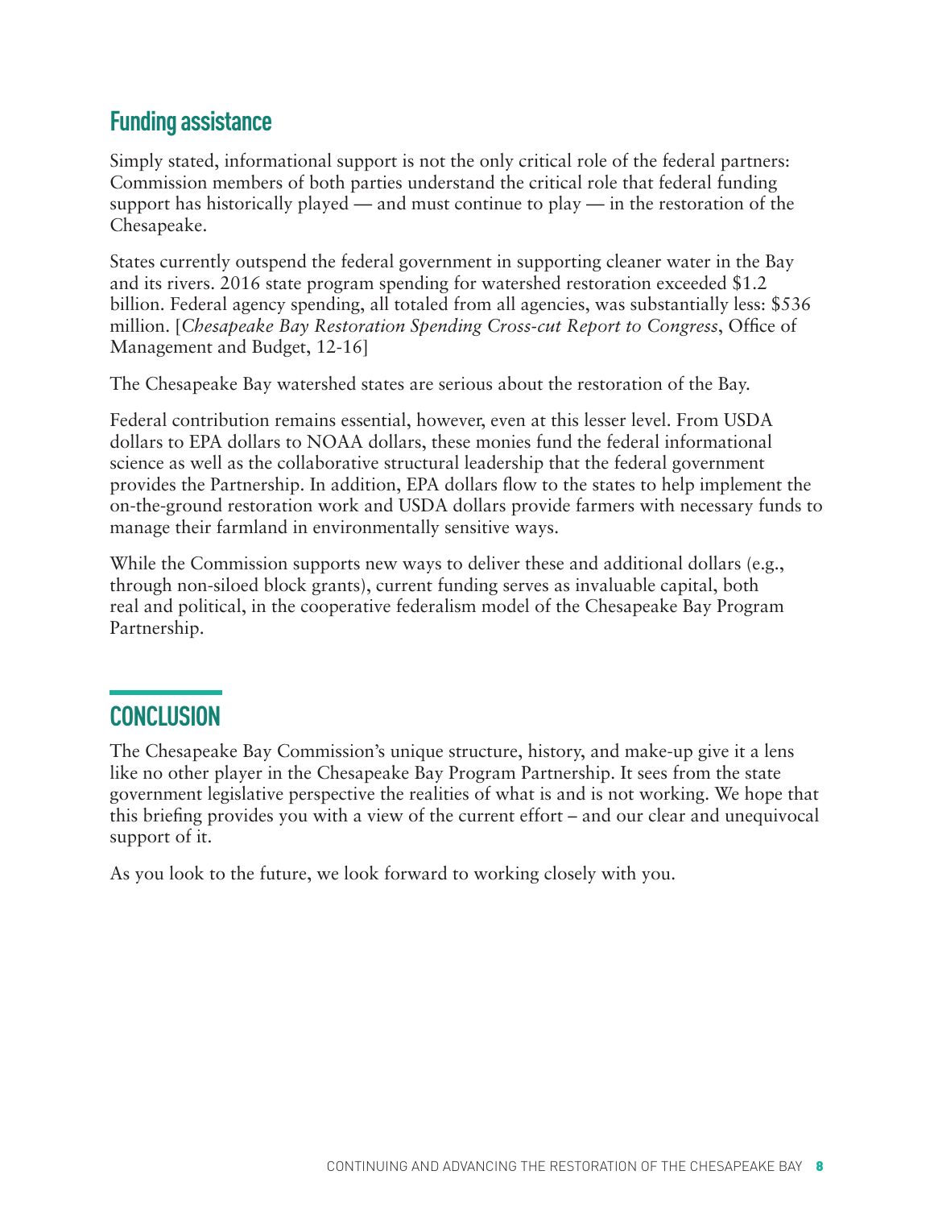## Funding assistance

Simply stated, informational support is not the only critical role of the federal partners: Commission members of both parties understand the critical role that federal funding support has historically played — and must continue to play — in the restoration of the Chesapeake.

States currently outspend the federal government in supporting cleaner water in the Bay and its rivers. 2016 state program spending for watershed restoration exceeded $1.2 billion. Federal agency spending, all totaled from all agencies, was substantially less: $536 million. [*Chesapeake Bay Restoration Spending Cross-cut Report to Congress*, Office of Management and Budget, 12-16]

The Chesapeake Bay watershed states are serious about the restoration of the Bay.

Federal contribution remains essential, however, even at this lesser level. From USDA dollars to EPA dollars to NOAA dollars, these monies fund the federal informational science as well as the collaborative structural leadership that the federal government provides the Partnership. In addition, EPA dollars flow to the states to help implement the on-the-ground restoration work and USDA dollars provide farmers with necessary funds to manage their farmland in environmentally sensitive ways.

While the Commission supports new ways to deliver these and additional dollars (e.g., through non-siloed block grants), current funding serves as invaluable capital, both real and political, in the cooperative federalism model of the Chesapeake Bay Program Partnership.

# CONCLUSION

The Chesapeake Bay Commission's unique structure, history, and make-up give it a lens like no other player in the Chesapeake Bay Program Partnership. It sees from the state government legislative perspective the realities of what is and is not working. We hope that this briefing provides you with a view of the current effort – and our clear and unequivocal support of it.

As you look to the future, we look forward to working closely with you.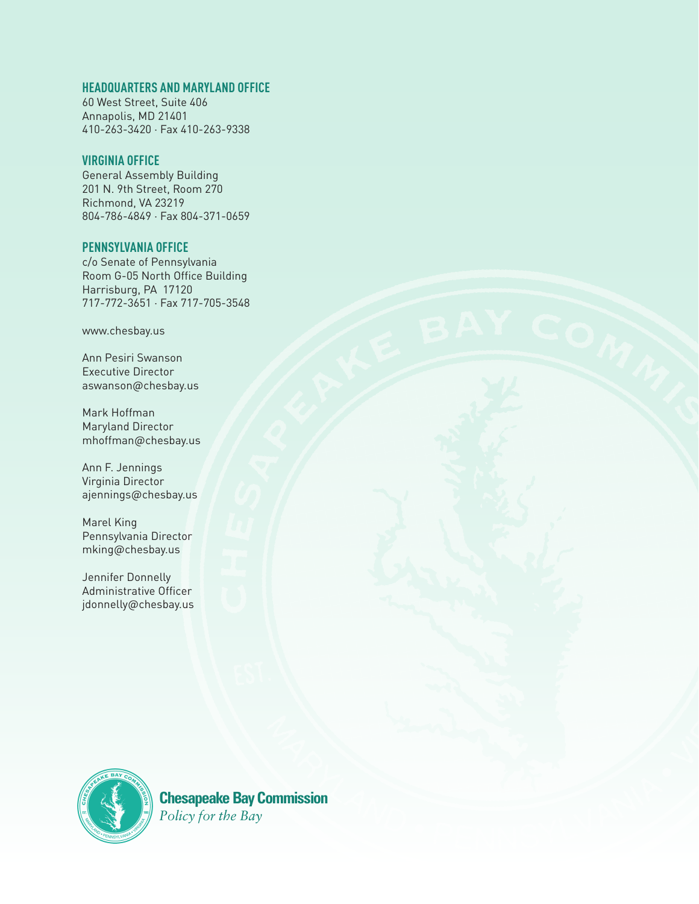### HEADQUARTERS AND MARYLAND OFFICE

60 West Street, Suite 406
Annapolis, MD 21401
410-263-3420 · Fax 410-263-9338

### VIRGINIA OFFICE

General Assembly Building
201 N. 9th Street, Room 270
Richmond, VA 23219
804-786-4849 · Fax 804-371-0659

### PENNSYLVANIA OFFICE

c/o Senate of Pennsylvania
Room G-05 North Office Building
Harrisburg, PA 17120
717-772-3651 · Fax 717-705-3548

www.chesbay.us

Ann Pesiri Swanson
Executive Director
aswanson@chesbay.us

Mark Hoffman
Maryland Director
mhoffman@chesbay.us

Ann F. Jennings
Virginia Director
ajennings@chesbay.us

Marel King
Pennsylvania Director
mking@chesbay.us

Jennifer Donnelly
Administrative Officer
jdonnelly@chesbay.us

**Chesapeake Bay Commission**
*Policy for the Bay*